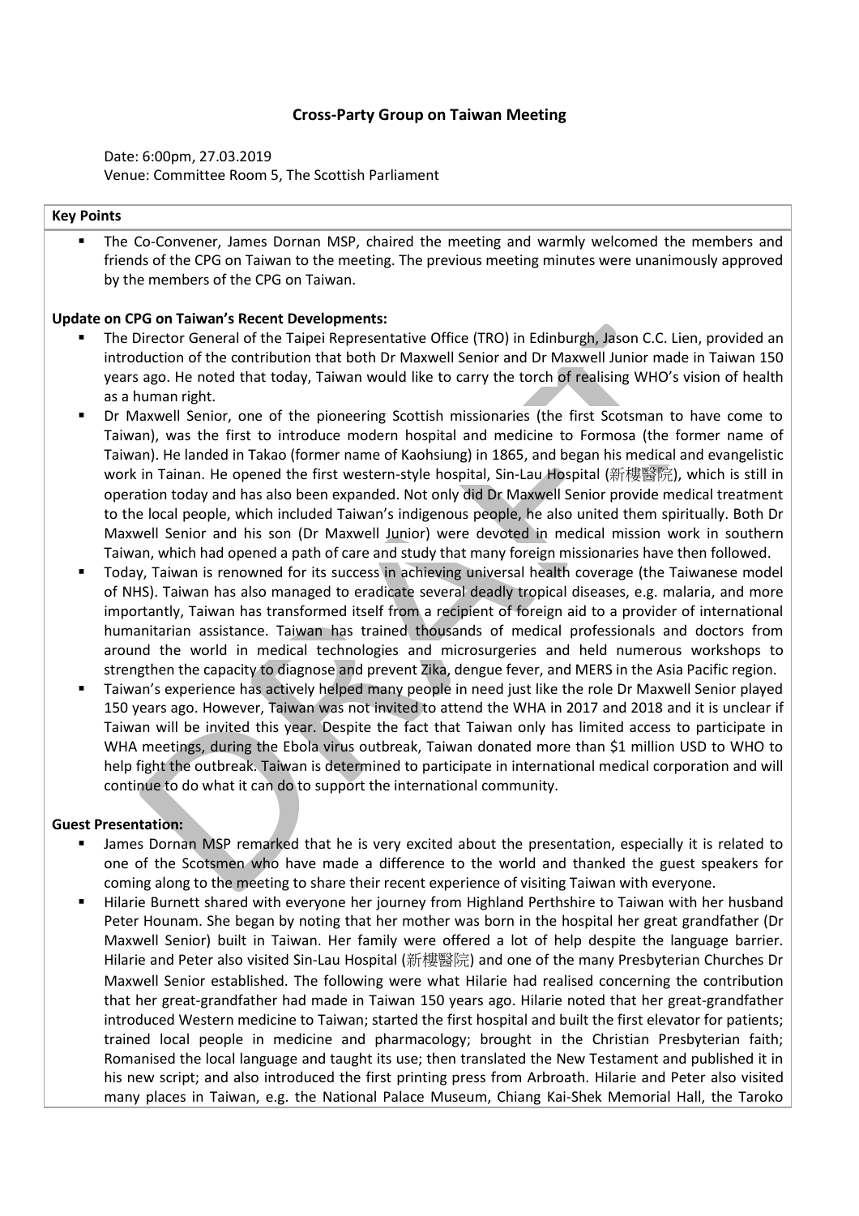# Cross-Party Group on Taiwan Meeting

Date: 6:00pm, 27.03.2019
Venue: Committee Room 5, The Scottish Parliament

**Key Points**

- The Co-Convener, James Dornan MSP, chaired the meeting and warmly welcomed the members and friends of the CPG on Taiwan to the meeting. The previous meeting minutes were unanimously approved by the members of the CPG on Taiwan.

**Update on CPG on Taiwan's Recent Developments:**

- The Director General of the Taipei Representative Office (TRO) in Edinburgh, Jason C.C. Lien, provided an introduction of the contribution that both Dr Maxwell Senior and Dr Maxwell Junior made in Taiwan 150 years ago. He noted that today, Taiwan would like to carry the torch of realising WHO's vision of health as a human right.
- Dr Maxwell Senior, one of the pioneering Scottish missionaries (the first Scotsman to have come to Taiwan), was the first to introduce modern hospital and medicine to Formosa (the former name of Taiwan). He landed in Takao (former name of Kaohsiung) in 1865, and began his medical and evangelistic work in Tainan. He opened the first western-style hospital, Sin-Lau Hospital (新樓醫院), which is still in operation today and has also been expanded. Not only did Dr Maxwell Senior provide medical treatment to the local people, which included Taiwan's indigenous people, he also united them spiritually. Both Dr Maxwell Senior and his son (Dr Maxwell Junior) were devoted in medical mission work in southern Taiwan, which had opened a path of care and study that many foreign missionaries have then followed.
- Today, Taiwan is renowned for its success in achieving universal health coverage (the Taiwanese model of NHS). Taiwan has also managed to eradicate several deadly tropical diseases, e.g. malaria, and more importantly, Taiwan has transformed itself from a recipient of foreign aid to a provider of international humanitarian assistance. Taiwan has trained thousands of medical professionals and doctors from around the world in medical technologies and microsurgeries and held numerous workshops to strengthen the capacity to diagnose and prevent Zika, dengue fever, and MERS in the Asia Pacific region.
- Taiwan's experience has actively helped many people in need just like the role Dr Maxwell Senior played 150 years ago. However, Taiwan was not invited to attend the WHA in 2017 and 2018 and it is unclear if Taiwan will be invited this year. Despite the fact that Taiwan only has limited access to participate in WHA meetings, during the Ebola virus outbreak, Taiwan donated more than $1 million USD to WHO to help fight the outbreak. Taiwan is determined to participate in international medical corporation and will continue to do what it can do to support the international community.

**Guest Presentation:**

- James Dornan MSP remarked that he is very excited about the presentation, especially it is related to one of the Scotsmen who have made a difference to the world and thanked the guest speakers for coming along to the meeting to share their recent experience of visiting Taiwan with everyone.
- Hilarie Burnett shared with everyone her journey from Highland Perthshire to Taiwan with her husband Peter Hounam. She began by noting that her mother was born in the hospital her great grandfather (Dr Maxwell Senior) built in Taiwan. Her family were offered a lot of help despite the language barrier. Hilarie and Peter also visited Sin-Lau Hospital (新樓醫院) and one of the many Presbyterian Churches Dr Maxwell Senior established. The following were what Hilarie had realised concerning the contribution that her great-grandfather had made in Taiwan 150 years ago. Hilarie noted that her great-grandfather introduced Western medicine to Taiwan; started the first hospital and built the first elevator for patients; trained local people in medicine and pharmacology; brought in the Christian Presbyterian faith; Romanised the local language and taught its use; then translated the New Testament and published it in his new script; and also introduced the first printing press from Arbroath. Hilarie and Peter also visited many places in Taiwan, e.g. the National Palace Museum, Chiang Kai-Shek Memorial Hall, the Taroko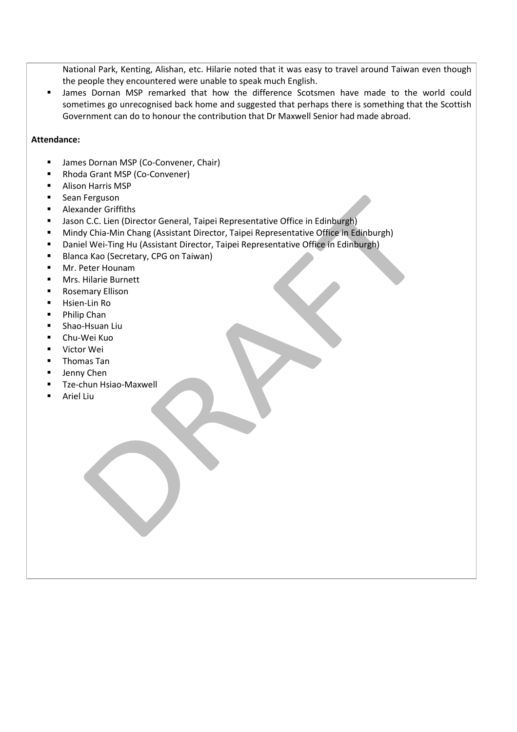National Park, Kenting, Alishan, etc. Hilarie noted that it was easy to travel around Taiwan even though the people they encountered were unable to speak much English.

- James Dornan MSP remarked that how the difference Scotsmen have made to the world could sometimes go unrecognised back home and suggested that perhaps there is something that the Scottish Government can do to honour the contribution that Dr Maxwell Senior had made abroad.

**Attendance:**

- James Dornan MSP (Co-Convener, Chair)
- Rhoda Grant MSP (Co-Convener)
- Alison Harris MSP
- Sean Ferguson
- Alexander Griffiths
- Jason C.C. Lien (Director General, Taipei Representative Office in Edinburgh)
- Mindy Chia-Min Chang (Assistant Director, Taipei Representative Office in Edinburgh)
- Daniel Wei-Ting Hu (Assistant Director, Taipei Representative Office in Edinburgh)
- Blanca Kao (Secretary, CPG on Taiwan)
- Mr. Peter Hounam
- Mrs. Hilarie Burnett
- Rosemary Ellison
- Hsien-Lin Ro
- Philip Chan
- Shao-Hsuan Liu
- Chu-Wei Kuo
- Victor Wei
- Thomas Tan
- Jenny Chen
- Tze-chun Hsiao-Maxwell
- Ariel Liu